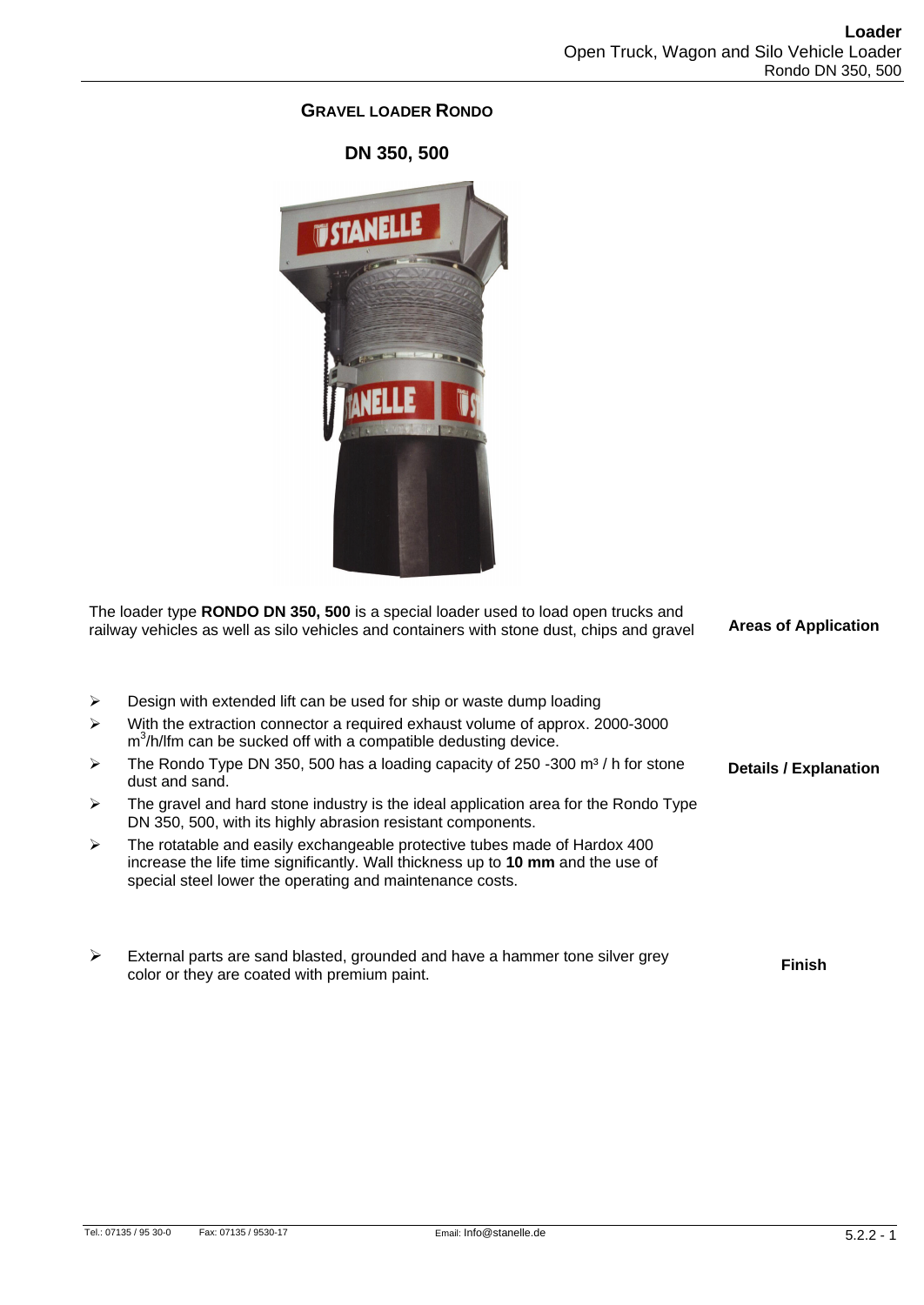# GRAVEL LOADER RONDO

## DN 350, 500

**Areas of Application**

The loader type **RONDO DN 350, 500** is a special loader used to load open trucks and railway vehicles as well as silo vehicles and containers with stone dust, chips and gravel

**Details / Explanation**

- Design with extended lift can be used for ship or waste dump loading
- With the extraction connector a required exhaust volume of approx. 2000-3000 $m^3$/h/lfm can be sucked off with a compatible dedusting device.
- The Rondo Type DN 350, 500 has a loading capacity of 250 -300 $m^3$ / h for stone dust and sand.
- The gravel and hard stone industry is the ideal application area for the Rondo Type DN 350, 500, with its highly abrasion resistant components.
- The rotatable and easily exchangeable protective tubes made of Hardox 400 increase the life time significantly. Wall thickness up to **10 mm** and the use of special steel lower the operating and maintenance costs.

**Finish**

- External parts are sand blasted, grounded and have a hammer tone silver grey color or they are coated with premium paint.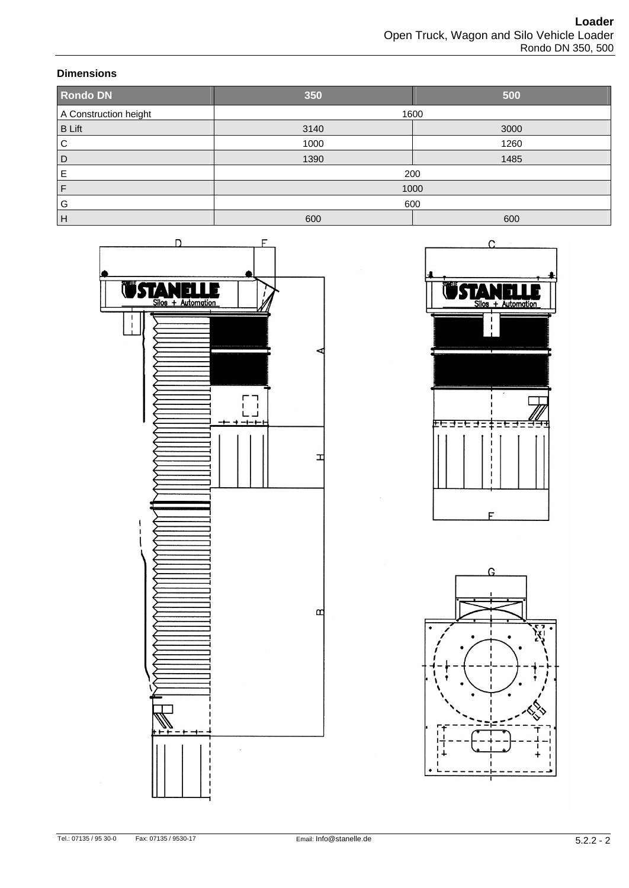**Dimensions**

| Rondo DN | 350 | 500 |
|---|---|---|
| A Construction height | 1600 | |
| B Lift | 3140 | 3000 |
| C | 1000 | 1260 |
| D | 1390 | 1485 |
| E | 200 | |
| F | 1000 | |
| G | 600 | |
| H | 600 | 600 |

D
E
A
H
B
C
F
G
STANELLE Silos + Automation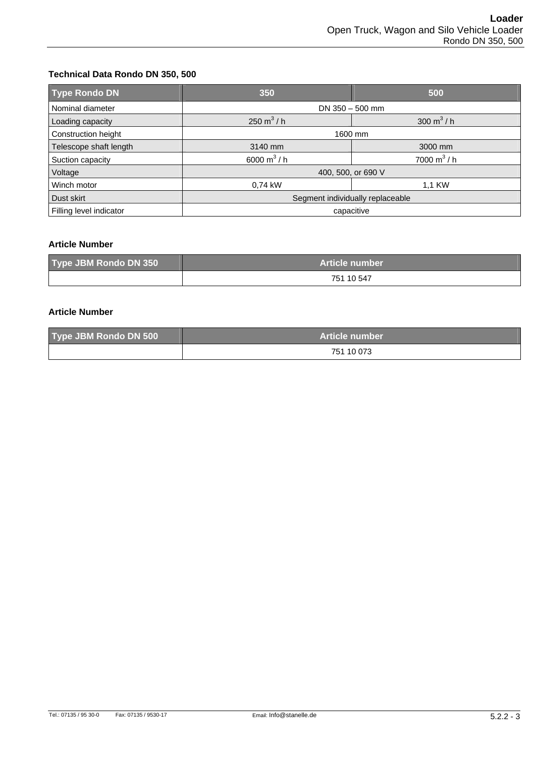### Technical Data Rondo DN 350, 500

| Type Rondo DN | 350 | 500 |
|---|---|---|
| Nominal diameter | DN 350 – 500 mm | |
| Loading capacity | 250 $m^3$ / h | 300 $m^3$ / h |
| Construction height | 1600 mm | |
| Telescope shaft length | 3140 mm | 3000 mm |
| Suction capacity | 6000 $m^3$ / h | 7000 $m^3$ / h |
| Voltage | 400, 500, or 690 V | |
| Winch motor | 0,74 kW | 1,1 KW |
| Dust skirt | Segment individually replaceable | |
| Filling level indicator | capacitive | |

### Article Number

| Type JBM Rondo DN 350 | Article number |
|---|---|
| | 751 10 547 |

### Article Number

| Type JBM Rondo DN 500 | Article number |
|---|---|
| | 751 10 073 |